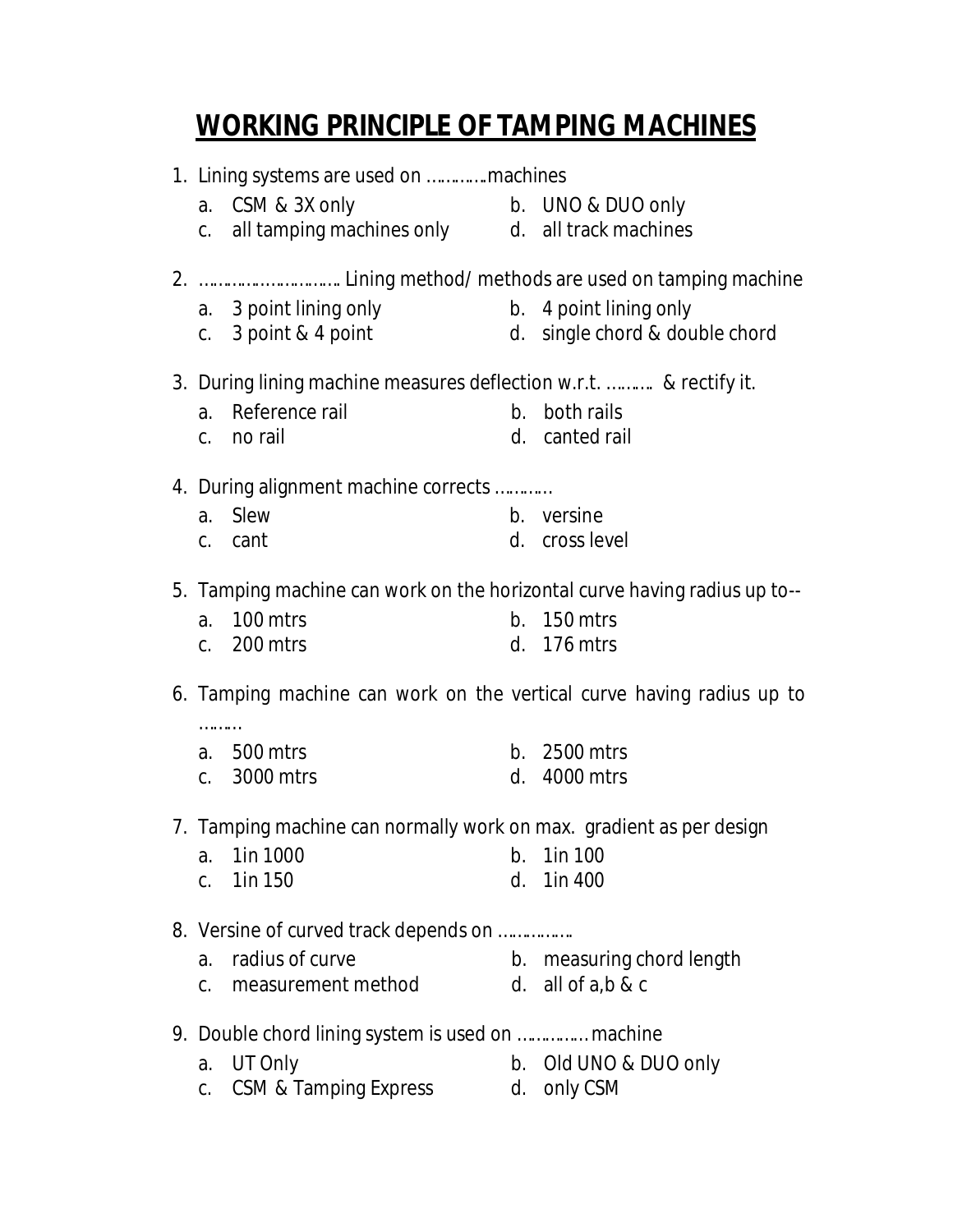# WORKING PRINCIPLE OF TAMPING MACHINES

1. Lining systems are used on ………….machines
   a. CSM & 3X only
   b. UNO & DUO only
   c. all tamping machines only
   d. all track machines

2. ……………………….. Lining method/ methods are used on tamping machine
   a. 3 point lining only
   b. 4 point lining only
   c. 3 point & 4 point
   d. single chord & double chord

3. During lining machine measures deflection w.r.t. ………. & rectify it.
   a. Reference rail
   b. both rails
   c. no rail
   d. canted rail

4. During alignment machine corrects …………
   a. Slew
   b. versine
   c. cant
   d. cross level

5. Tamping machine can work on the horizontal curve having radius up to--
   a. 100 mtrs
   b. 150 mtrs
   c. 200 mtrs
   d. 176 mtrs

6. Tamping machine can work on the vertical curve having radius up to ………
   a. 500 mtrs
   b. 2500 mtrs
   c. 3000 mtrs
   d. 4000 mtrs

7. Tamping machine can normally work on max. gradient as per design
   a. 1in 1000
   b. 1in 100
   c. 1in 150
   d. 1in 400

8. Versine of curved track depends on ……………
   a. radius of curve
   b. measuring chord length
   c. measurement method
   d. all of a,b & c

9. Double chord lining system is used on ……………machine
   a. UT Only
   b. Old UNO & DUO only
   c. CSM & Tamping Express
   d. only CSM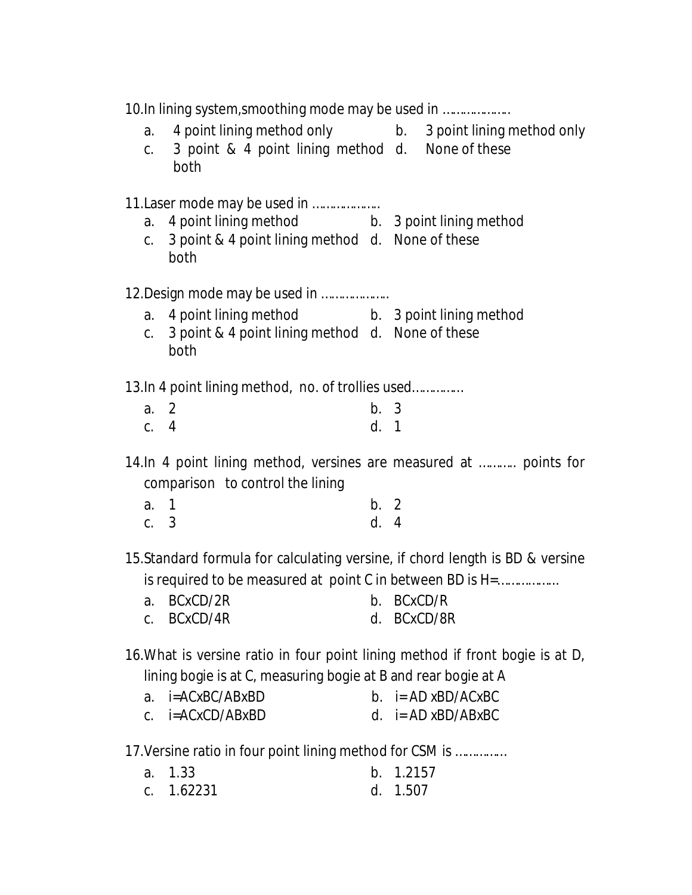10.In lining system,smoothing mode may be used in …………………

a. 4 point lining method only
b. 3 point lining method only
c. 3 point & 4 point lining method both
d. None of these

11.Laser mode may be used in …………………

a. 4 point lining method
b. 3 point lining method
c. 3 point & 4 point lining method both
d. None of these

12.Design mode may be used in …………………

a. 4 point lining method
b. 3 point lining method
c. 3 point & 4 point lining method both
d. None of these

13.In 4 point lining method, no. of trollies used……………

a. 2
b. 3
c. 4
d. 1

14.In 4 point lining method, versines are measured at ………. points for comparison to control the lining

a. 1
b. 2
c. 3
d. 4

15.Standard formula for calculating versine, if chord length is BD & versine is required to be measured at point C in between BD is H=………………

a. BCxCD/2R
b. BCxCD/R
c. BCxCD/4R
d. BCxCD/8R

16.What is versine ratio in four point lining method if front bogie is at D, lining bogie is at C, measuring bogie at B and rear bogie at A

a. i=ACxBC/ABxBD
b. i= AD xBD/ACxBC
c. i=ACxCD/ABxBD
d. i= AD xBD/ABxBC

17.Versine ratio in four point lining method for CSM is ……………

a. 1.33
b. 1.2157
c. 1.62231
d. 1.507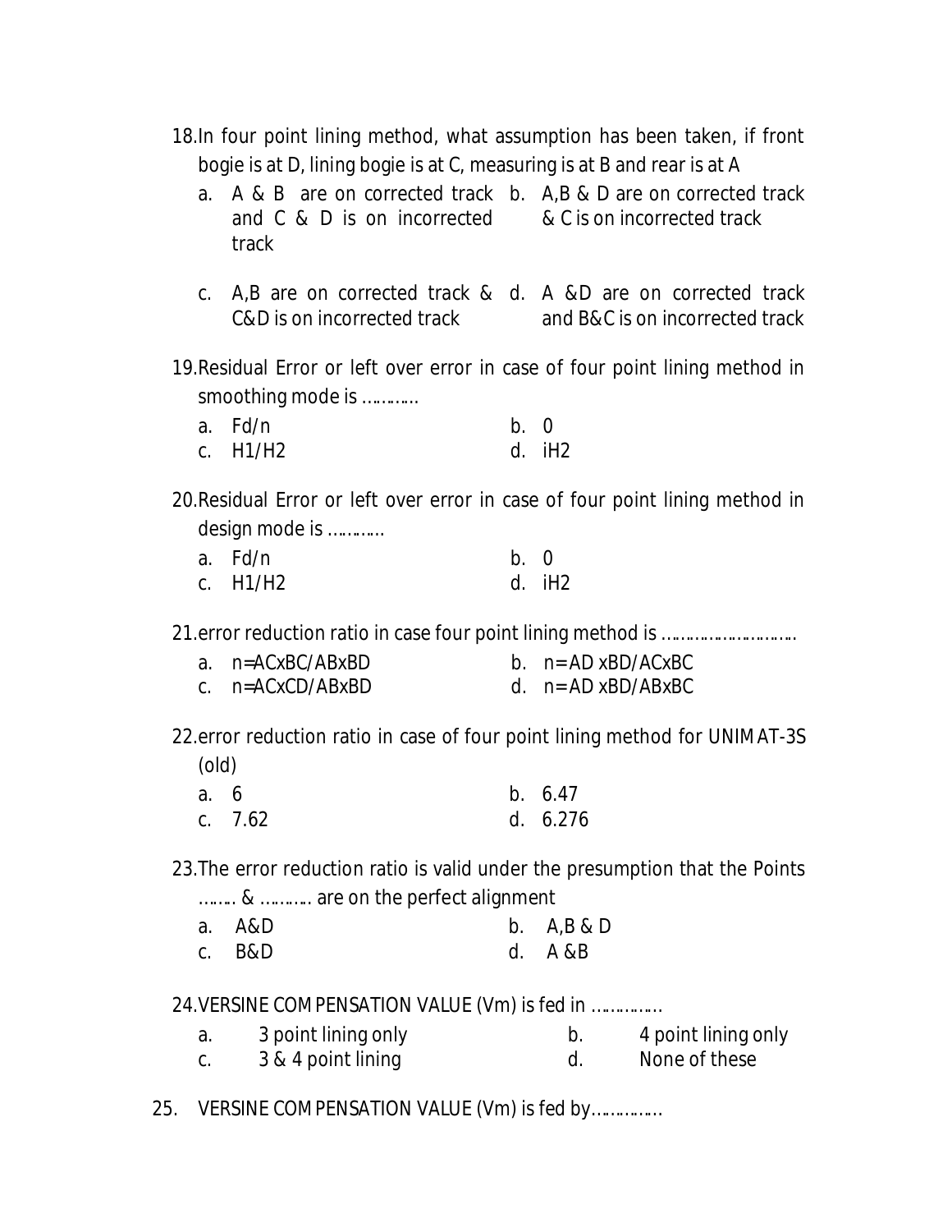18. In four point lining method, what assumption has been taken, if front bogie is at D, lining bogie is at C, measuring is at B and rear is at A

    a. A & B are on corrected track and C & D is on incorrected track
    b. A,B & D are on corrected track & C is on incorrected track
    c. A,B are on corrected track & C&D is on incorrected track
    d. A &D are on corrected track and B&C is on incorrected track

19. Residual Error or left over error in case of four point lining method in smoothing mode is …………

    a. Fd/n
    b. 0
    c. H1/H2
    d. iH2

20. Residual Error or left over error in case of four point lining method in design mode is …………

    a. Fd/n
    b. 0
    c. H1/H2
    d. iH2

21. error reduction ratio in case four point lining method is ……………………….

    a. n=ACxBC/ABxBD
    b. n= AD xBD/ACxBC
    c. n=ACxCD/ABxBD
    d. n= AD xBD/ABxBC

22. error reduction ratio in case of four point lining method for UNIMAT-3S (old)

    a. 6
    b. 6.47
    c. 7.62
    d. 6.276

23. The error reduction ratio is valid under the presumption that the Points …….. & ……….. are on the perfect alignment

    a. A&D
    b. A,B & D
    c. B&D
    d. A &B

24. VERSINE COMPENSATION VALUE (Vm) is fed in ……………

    a. 3 point lining only
    b. 4 point lining only
    c. 3 & 4 point lining
    d. None of these

25. VERSINE COMPENSATION VALUE (Vm) is fed by……………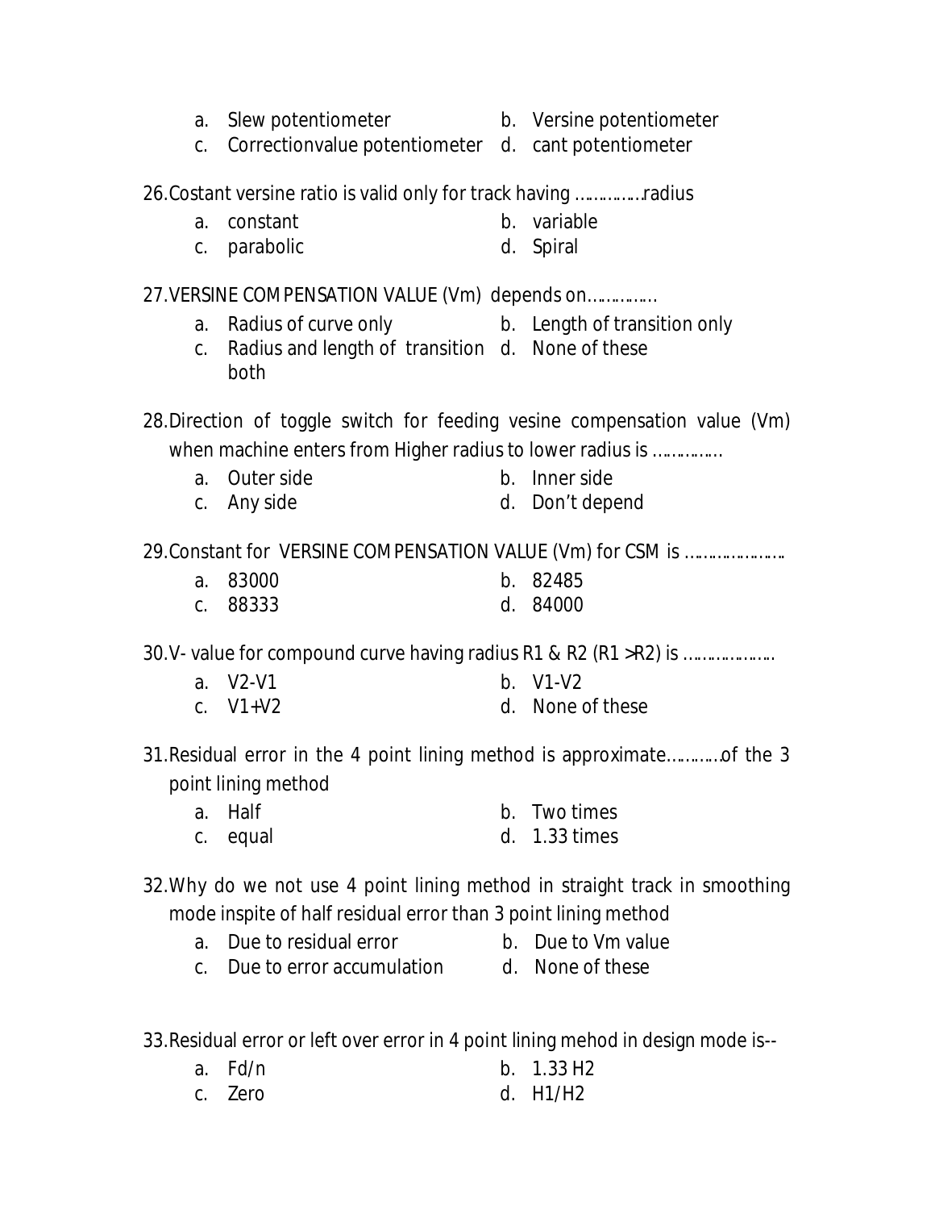a. Slew potentiometer
b. Versine potentiometer
c. Correctionvalue potentiometer
d. cant potentiometer

26.Costant versine ratio is valid only for track having ……………radius

a. constant
b. variable
c. parabolic
d. Spiral

27.VERSINE COMPENSATION VALUE (Vm) depends on……………

a. Radius of curve only
b. Length of transition only
c. Radius and length of transition both
d. None of these

28.Direction of toggle switch for feeding vesine compensation value (Vm) when machine enters from Higher radius to lower radius is ……………

a. Outer side
b. Inner side
c. Any side
d. Don't depend

29.Constant for VERSINE COMPENSATION VALUE (Vm) for CSM is ………………….

a. 83000
b. 82485
c. 88333
d. 84000

30.V- value for compound curve having radius R1 & R2 (R1 >R2) is ………………..

a. V2-V1
b. V1-V2
c. V1+V2
d. None of these

31.Residual error in the 4 point lining method is approximate…………of the 3 point lining method

a. Half
b. Two times
c. equal
d. 1.33 times

32.Why do we not use 4 point lining method in straight track in smoothing mode inspite of half residual error than 3 point lining method

a. Due to residual error
b. Due to Vm value
c. Due to error accumulation
d. None of these

33.Residual error or left over error in 4 point lining mehod in design mode is--

a. Fd/n
b. 1.33 H2
c. Zero
d. H1/H2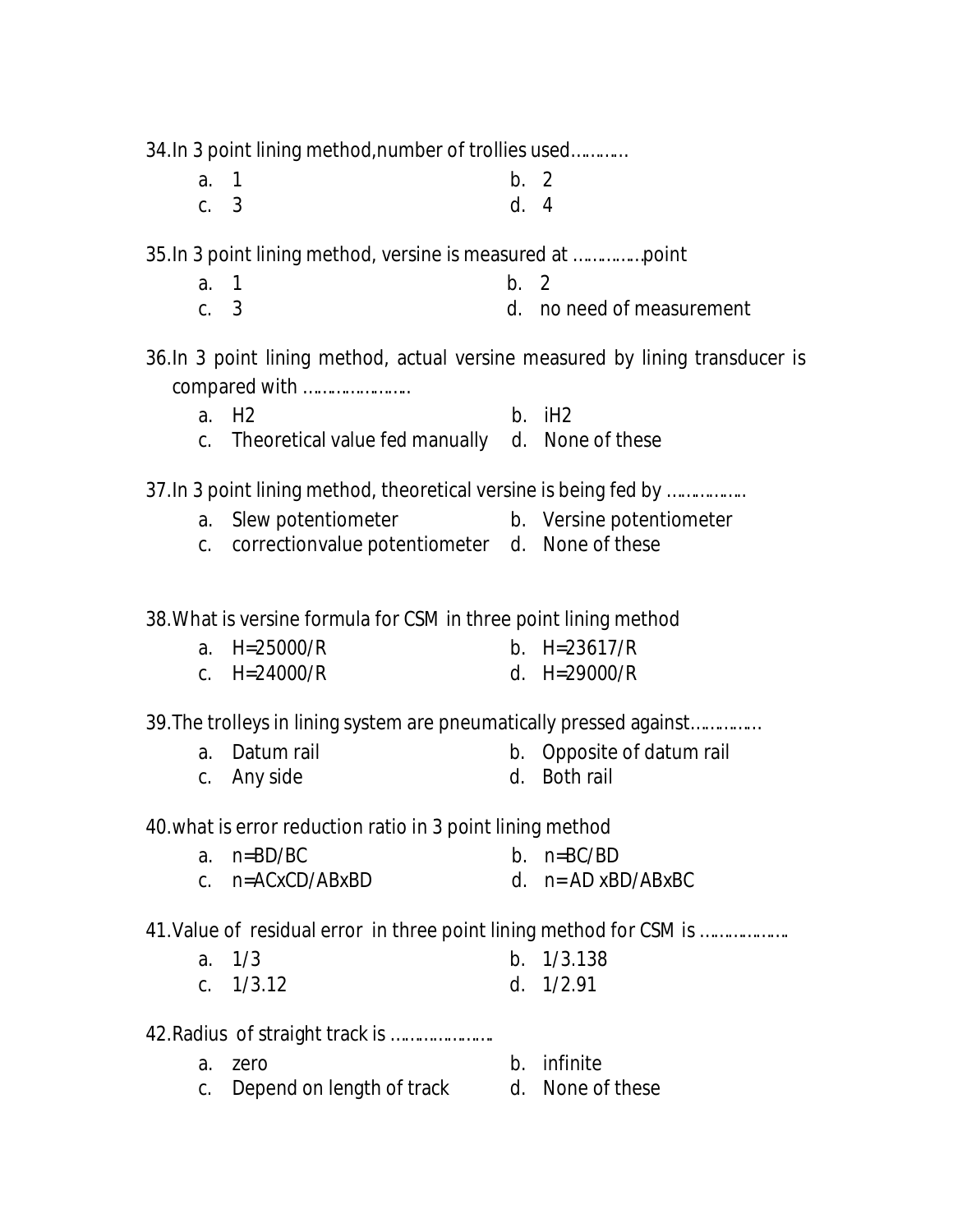34.In 3 point lining method,number of trollies used…………

a. 1
b. 2
c. 3
d. 4

35.In 3 point lining method, versine is measured at ……………point

a. 1
b. 2
c. 3
d. no need of measurement

36.In 3 point lining method, actual versine measured by lining transducer is compared with ……………………

a. H2
b. iH2
c. Theoretical value fed manually
d. None of these

37.In 3 point lining method, theoretical versine is being fed by …………….

a. Slew potentiometer
b. Versine potentiometer
c. correctionvalue potentiometer
d. None of these

38.What is versine formula for CSM in three point lining method

a. H=25000/R
b. H=23617/R
c. H=24000/R
d. H=29000/R

39.The trolleys in lining system are pneumatically pressed against……………

a. Datum rail
b. Opposite of datum rail
c. Any side
d. Both rail

40.what is error reduction ratio in 3 point lining method

a. n=BD/BC
b. n=BC/BD
c. n=ACxCD/ABxBD
d. n= AD xBD/ABxBC

41.Value of residual error in three point lining method for CSM is ……………….

a. 1/3
b. 1/3.138
c. 1/3.12
d. 1/2.91

42.Radius of straight track is …………………..

a. zero
b. infinite
c. Depend on length of track
d. None of these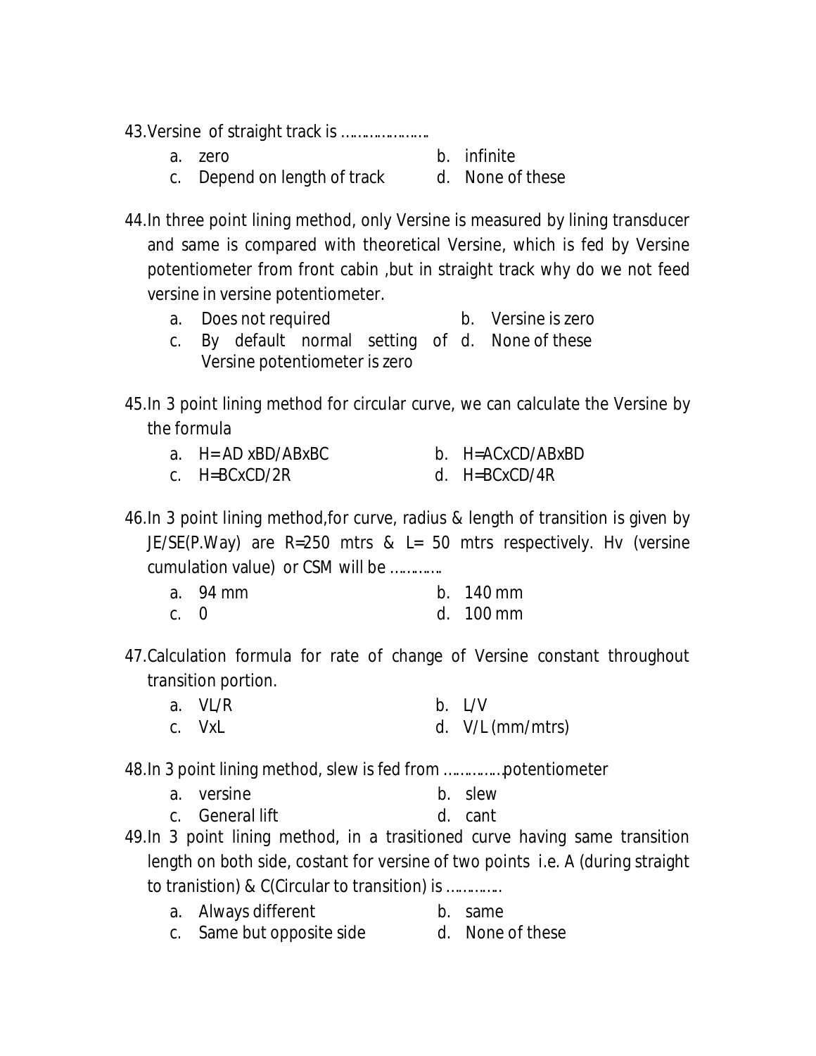43.Versine of straight track is …………………

a. zero
b. infinite
c. Depend on length of track
d. None of these

44.In three point lining method, only Versine is measured by lining transducer and same is compared with theoretical Versine, which is fed by Versine potentiometer from front cabin ,but in straight track why do we not feed versine in versine potentiometer.

a. Does not required
b. Versine is zero
c. By default normal setting of Versine potentiometer is zero
d. None of these

45.In 3 point lining method for circular curve, we can calculate the Versine by the formula

a. H= AD xBD/ABxBC
b. H=ACxCD/ABxBD
c. H=BCxCD/2R
d. H=BCxCD/4R

46.In 3 point lining method,for curve, radius & length of transition is given by JE/SE(P.Way) are R=250 mtrs & L= 50 mtrs respectively. Hv (versine cumulation value) or CSM will be …………

a. 94 mm
b. 140 mm
c. 0
d. 100 mm

47.Calculation formula for rate of change of Versine constant throughout transition portion.

a. VL/R
b. L/V
c. VxL
d. V/L (mm/mtrs)

48.In 3 point lining method, slew is fed from ……………potentiometer

a. versine
b. slew
c. General lift
d. cant

49.In 3 point lining method, in a trasitioned curve having same transition length on both side, costant for versine of two points i.e. A (during straight to tranistion) & C(Circular to transition) is ………….

a. Always different
b. same
c. Same but opposite side
d. None of these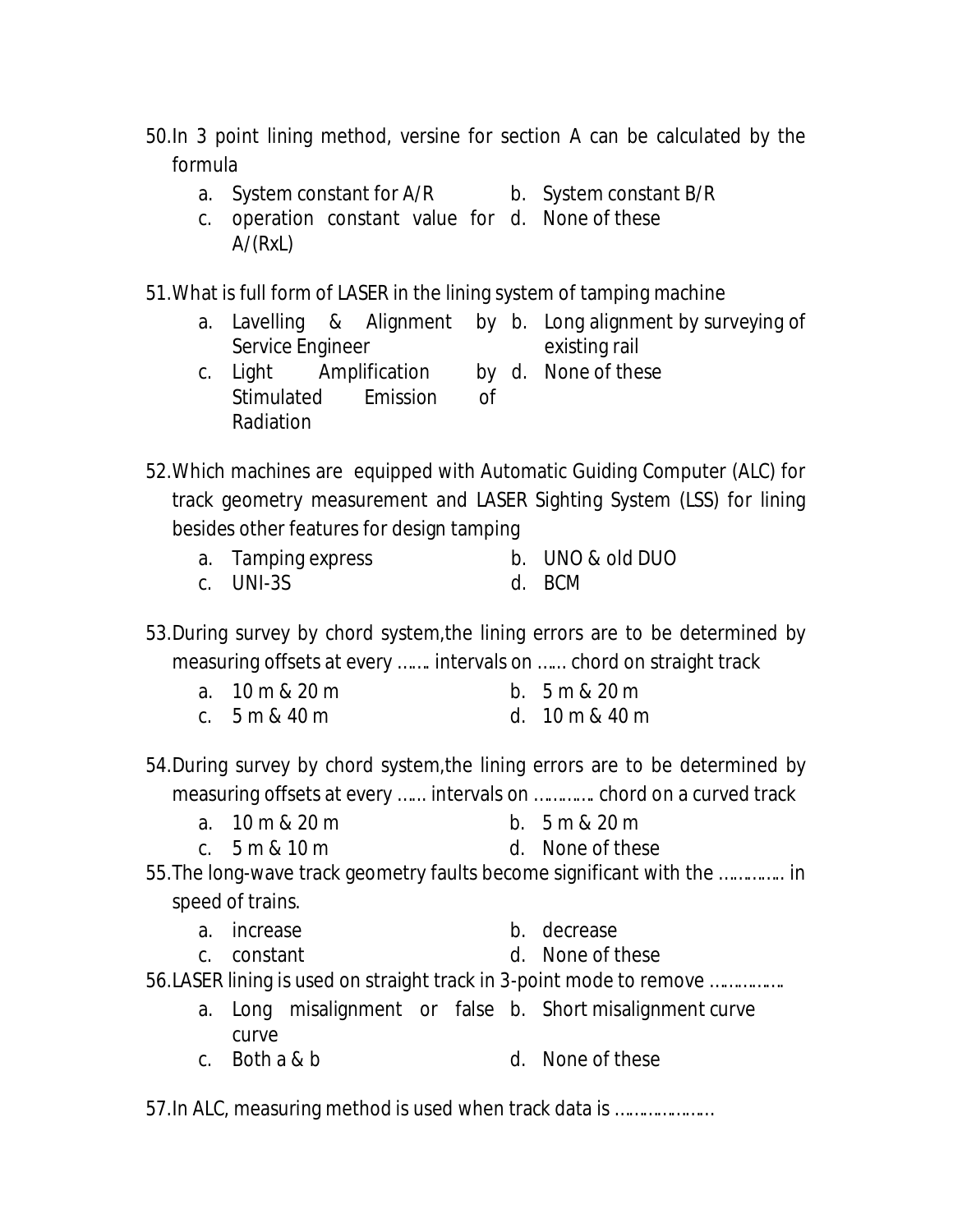50. In 3 point lining method, versine for section A can be calculated by the formula

    a. System constant for A/R
    b. System constant B/R
    c. operation constant value for A/(RxL)
    d. None of these

51. What is full form of LASER in the lining system of tamping machine

    a. Lavelling & Alignment by Service Engineer
    b. Long alignment by surveying of existing rail
    c. Light Amplification by Stimulated Emission of Radiation
    d. None of these

52. Which machines are equipped with Automatic Guiding Computer (ALC) for track geometry measurement and LASER Sighting System (LSS) for lining besides other features for design tamping

    a. Tamping express
    b. UNO & old DUO
    c. UNI-3S
    d. BCM

53. During survey by chord system,the lining errors are to be determined by measuring offsets at every ……. intervals on …… chord on straight track

    a. 10 m & 20 m
    b. 5 m & 20 m
    c. 5 m & 40 m
    d. 10 m & 40 m

54. During survey by chord system,the lining errors are to be determined by measuring offsets at every …… intervals on …………. chord on a curved track

    a. 10 m & 20 m
    b. 5 m & 20 m
    c. 5 m & 10 m
    d. None of these

55. The long-wave track geometry faults become significant with the …………. in speed of trains.

    a. increase
    b. decrease
    c. constant
    d. None of these

56. LASER lining is used on straight track in 3-point mode to remove …………….

    a. Long misalignment or false curve
    b. Short misalignment curve
    c. Both a & b
    d. None of these

57. In ALC, measuring method is used when track data is …………………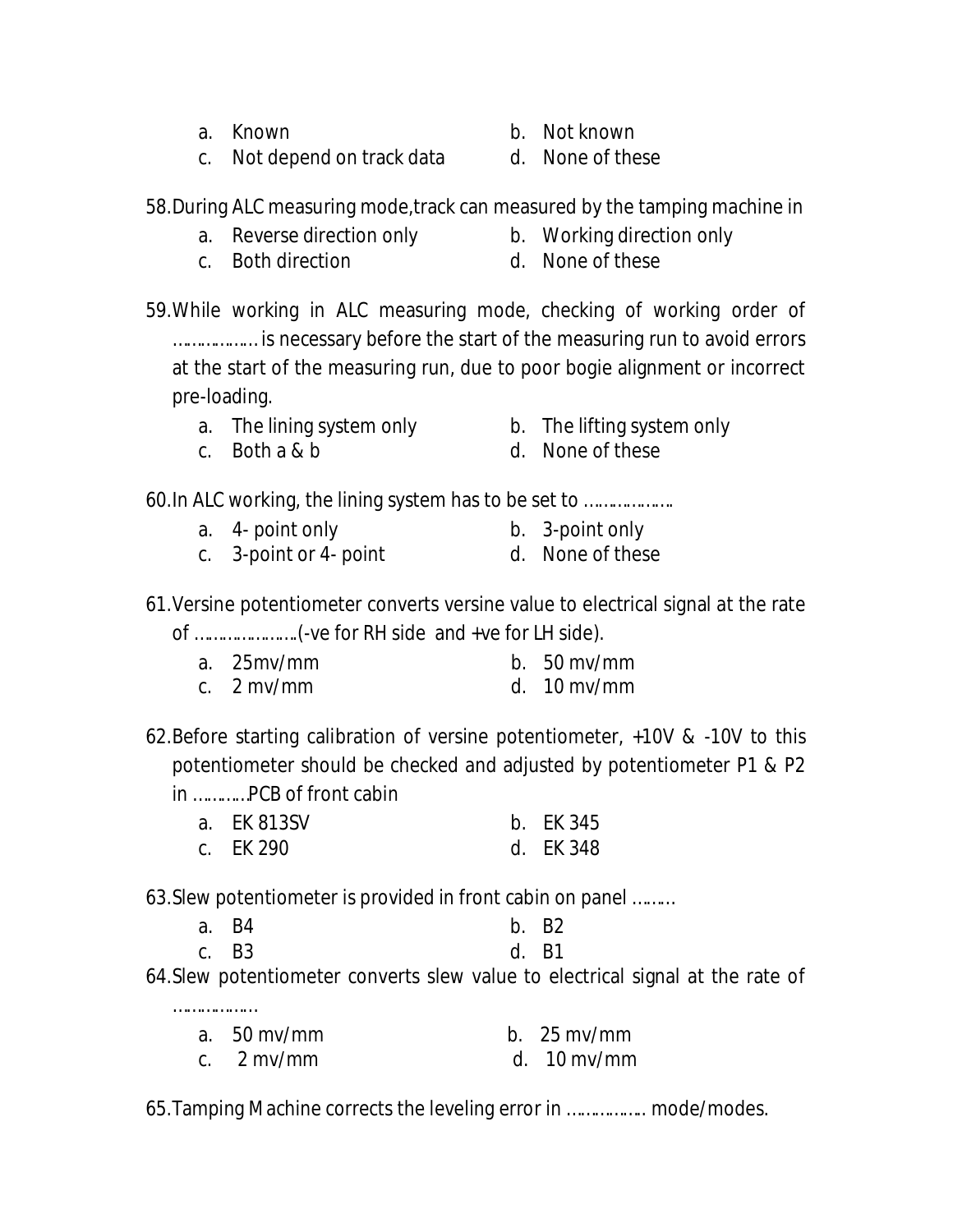a. Known
b. Not known
c. Not depend on track data
d. None of these

58. During ALC measuring mode, track can measured by the tamping machine in

a. Reverse direction only
b. Working direction only
c. Both direction
d. None of these

59. While working in ALC measuring mode, checking of working order of ……………… is necessary before the start of the measuring run to avoid errors at the start of the measuring run, due to poor bogie alignment or incorrect pre-loading.

a. The lining system only
b. The lifting system only
c. Both a & b
d. None of these

60. In ALC working, the lining system has to be set to ……………….

a. 4- point only
b. 3-point only
c. 3-point or 4- point
d. None of these

61. Versine potentiometer converts versine value to electrical signal at the rate of …………………..(-ve for RH side and +ve for LH side).

a. 25mv/mm
b. 50 mv/mm
c. 2 mv/mm
d. 10 mv/mm

62. Before starting calibration of versine potentiometer, +10V & -10V to this potentiometer should be checked and adjusted by potentiometer P1 & P2 in ………..PCB of front cabin

a. EK 813SV
b. EK 345
c. EK 290
d. EK 348

63. Slew potentiometer is provided in front cabin on panel ………

a. B4
b. B2
c. B3
d. B1

64. Slew potentiometer converts slew value to electrical signal at the rate of ………………

a. 50 mv/mm
b. 25 mv/mm
c. 2 mv/mm
d. 10 mv/mm

65. Tamping Machine corrects the leveling error in ……………. mode/modes.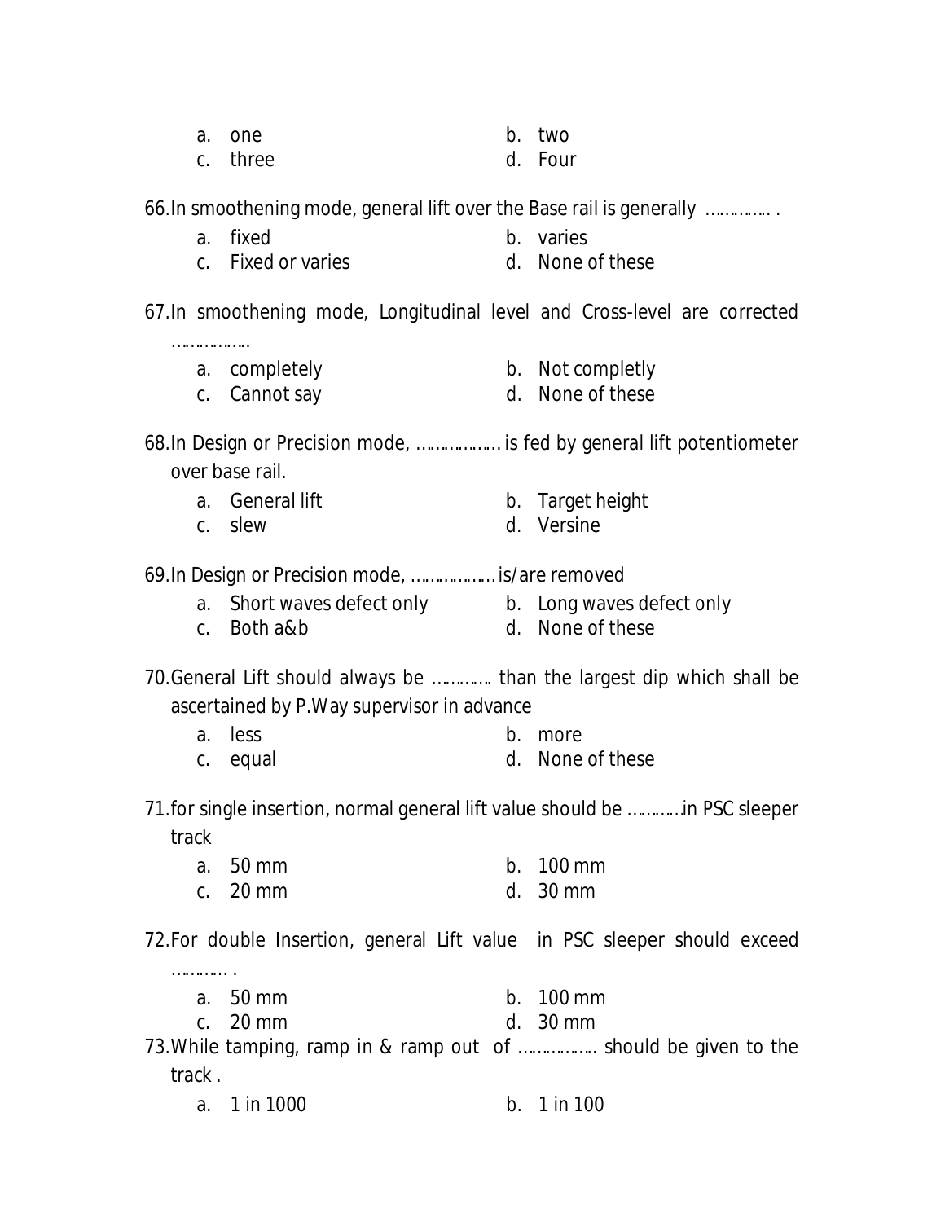a. one  b. two
c. three  d. Four

66.In smoothening mode, general lift over the Base rail is generally …………. .

a. fixed  b. varies
c. Fixed or varies  d. None of these

67.In smoothening mode, Longitudinal level and Cross-level are corrected …………….

a. completely  b. Not completly
c. Cannot say  d. None of these

68.In Design or Precision mode, ……………… is fed by general lift potentiometer over base rail.

a. General lift  b. Target height
c. slew  d. Versine

69.In Design or Precision mode, ……………… is/are removed

a. Short waves defect only  b. Long waves defect only
c. Both a&b  d. None of these

70.General Lift should always be ………… than the largest dip which shall be ascertained by P.Way supervisor in advance

a. less  b. more
c. equal  d. None of these

71.for single insertion, normal general lift value should be ……….in PSC sleeper track

a. 50 mm  b. 100 mm
c. 20 mm  d. 30 mm

72.For double Insertion, general Lift value in PSC sleeper should exceed ……….. .

a. 50 mm  b. 100 mm
c. 20 mm  d. 30 mm

73.While tamping, ramp in & ramp out of ……………. should be given to the track .

a. 1 in 1000  b. 1 in 100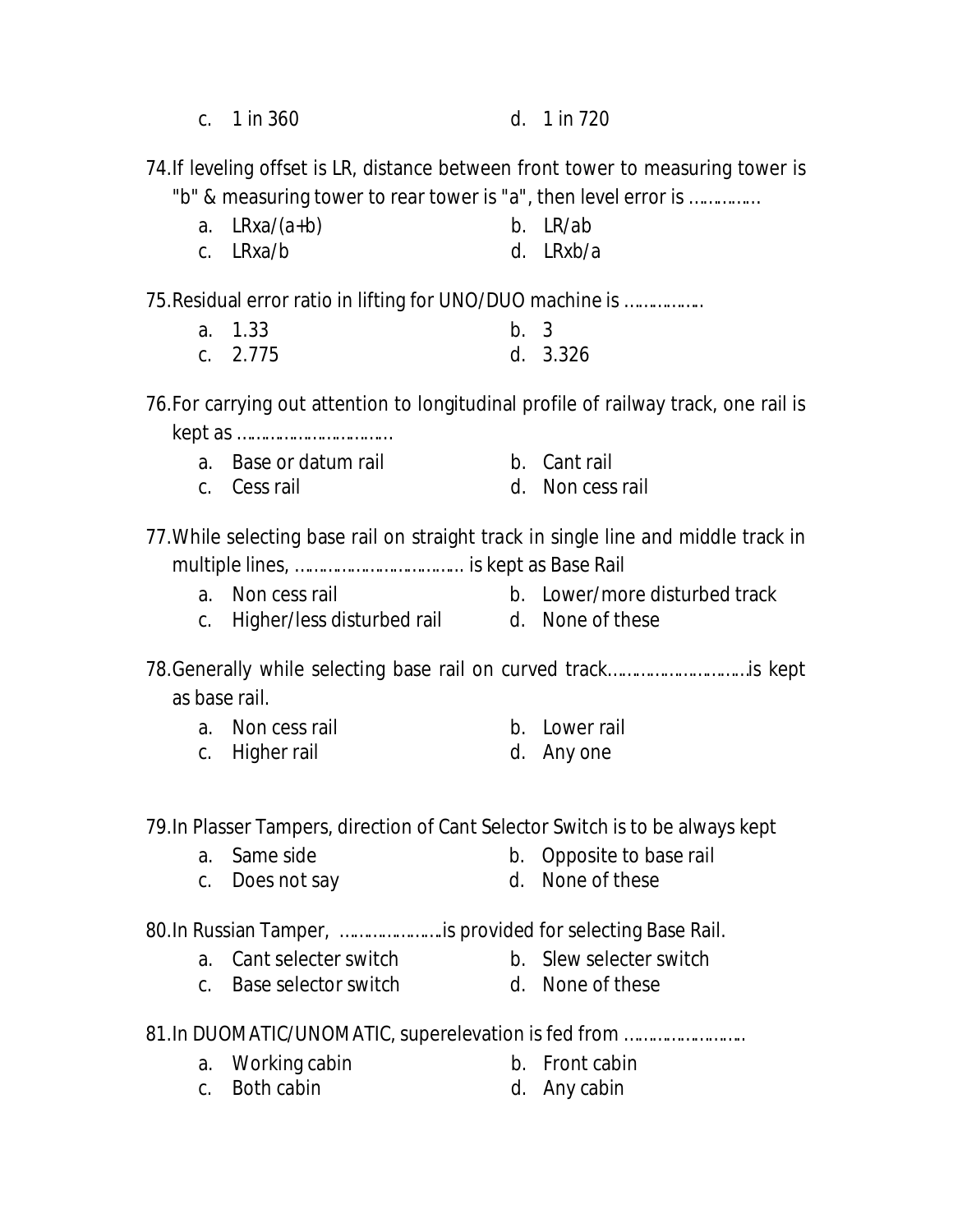c. 1 in 360
d. 1 in 720

74. If leveling offset is LR, distance between front tower to measuring tower is "b" & measuring tower to rear tower is "a", then level error is ……………

a. LRxa/(a+b)
b. LR/ab
c. LRxa/b
d. LRxb/a

75. Residual error ratio in lifting for UNO/DUO machine is ………………

a. 1.33
b. 3
c. 2.775
d. 3.326

76. For carrying out attention to longitudinal profile of railway track, one rail is kept as ……………………………

a. Base or datum rail
b. Cant rail
c. Cess rail
d. Non cess rail

77. While selecting base rail on straight track in single line and middle track in multiple lines, ……………………………… is kept as Base Rail

a. Non cess rail
b. Lower/more disturbed track
c. Higher/less disturbed rail
d. None of these

78. Generally while selecting base rail on curved track…………………………is kept as base rail.

a. Non cess rail
b. Lower rail
c. Higher rail
d. Any one

79. In Plasser Tampers, direction of Cant Selector Switch is to be always kept

a. Same side
b. Opposite to base rail
c. Does not say
d. None of these

80. In Russian Tamper, …………………is provided for selecting Base Rail.

a. Cant selecter switch
b. Slew selecter switch
c. Base selector switch
d. None of these

81. In DUOMATIC/UNOMATIC, superelevation is fed from ………………………

a. Working cabin
b. Front cabin
c. Both cabin
d. Any cabin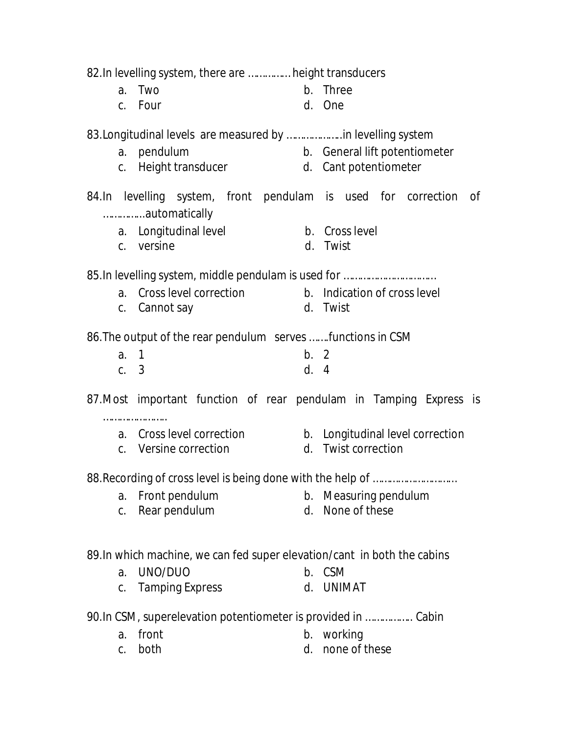82.In levelling system, there are …………… height transducers

a. Two
b. Three
c. Four
d. One

83.Longitudinal levels are measured by ……………….in levelling system

a. pendulum
b. General lift potentiometer
c. Height transducer
d. Cant potentiometer

84.In levelling system, front pendulam is used for correction of ……………automatically

a. Longitudinal level
b. Cross level
c. versine
d. Twist

85.In levelling system, middle pendulam is used for ……………………………

a. Cross level correction
b. Indication of cross level
c. Cannot say
d. Twist

86.The output of the rear pendulum serves …….functions in CSM

a. 1
b. 2
c. 3
d. 4

87.Most important function of rear pendulam in Tamping Express is ……………………

a. Cross level correction
b. Longitudinal level correction
c. Versine correction
d. Twist correction

88.Recording of cross level is being done with the help of …………………………

a. Front pendulum
b. Measuring pendulum
c. Rear pendulum
d. None of these

89.In which machine, we can fed super elevation/cant in both the cabins

a. UNO/DUO
b. CSM
c. Tamping Express
d. UNIMAT

90.In CSM, superelevation potentiometer is provided in ……………… Cabin

a. front
b. working
c. both
d. none of these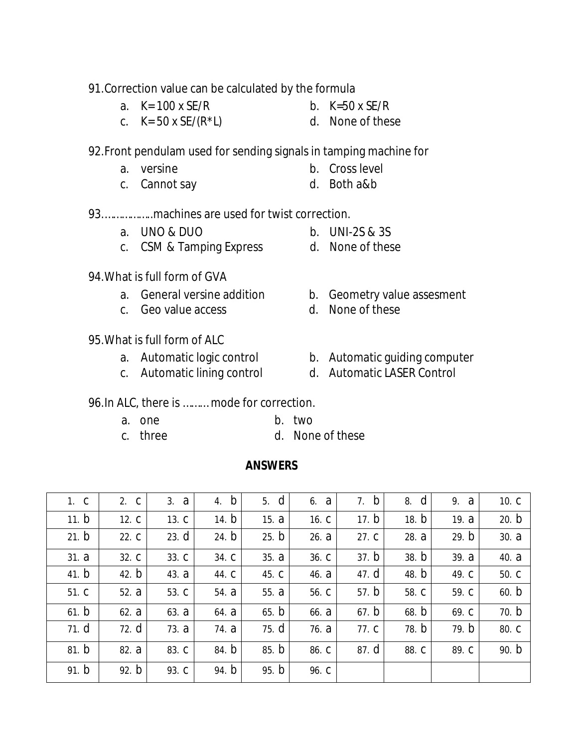91.Correction value can be calculated by the formula

a. K= 100 x SE/R
b. K=50 x SE/R
c. K= 50 x SE/(R*L)
d. None of these

92.Front pendulam used for sending signals in tamping machine for

a. versine
b. Cross level
c. Cannot say
d. Both a&b

93……………..machines are used for twist correction.

a. UNO & DUO
b. UNI-2S & 3S
c. CSM & Tamping Express
d. None of these

94.What is full form of GVA

a. General versine addition
b. Geometry value assesment
c. Geo value access
d. None of these

95.What is full form of ALC

a. Automatic logic control
b. Automatic guiding computer
c. Automatic lining control
d. Automatic LASER Control

96.In ALC, there is ………mode for correction.

a. one
b. two
c. three
d. None of these

**ANSWERS**

| | | | | | | | | | |
|---|---|---|---|---|---|---|---|---|---|
| 1. c | 2. c | 3. a | 4. b | 5. d | 6. a | 7. b | 8. d | 9. a | 10. c |
| 11. b | 12. c | 13. c | 14. b | 15. a | 16. c | 17. b | 18. b | 19. a | 20. b |
| 21. b | 22. c | 23. d | 24. b | 25. b | 26. a | 27. c | 28. a | 29. b | 30. a |
| 31. a | 32. c | 33. c | 34. c | 35. a | 36. c | 37. b | 38. b | 39. a | 40. a |
| 41. b | 42. b | 43. a | 44. c | 45. c | 46. a | 47. d | 48. b | 49. c | 50. c |
| 51. c | 52. a | 53. c | 54. a | 55. a | 56. c | 57. b | 58. c | 59. c | 60. b |
| 61. b | 62. a | 63. a | 64. a | 65. b | 66. a | 67. b | 68. b | 69. c | 70. b |
| 71. d | 72. d | 73. a | 74. a | 75. d | 76. a | 77. c | 78. b | 79. b | 80. c |
| 81. b | 82. a | 83. c | 84. b | 85. b | 86. c | 87. d | 88. c | 89. c | 90. b |
| 91. b | 92. b | 93. c | 94. b | 95. b | 96. c | | | | |